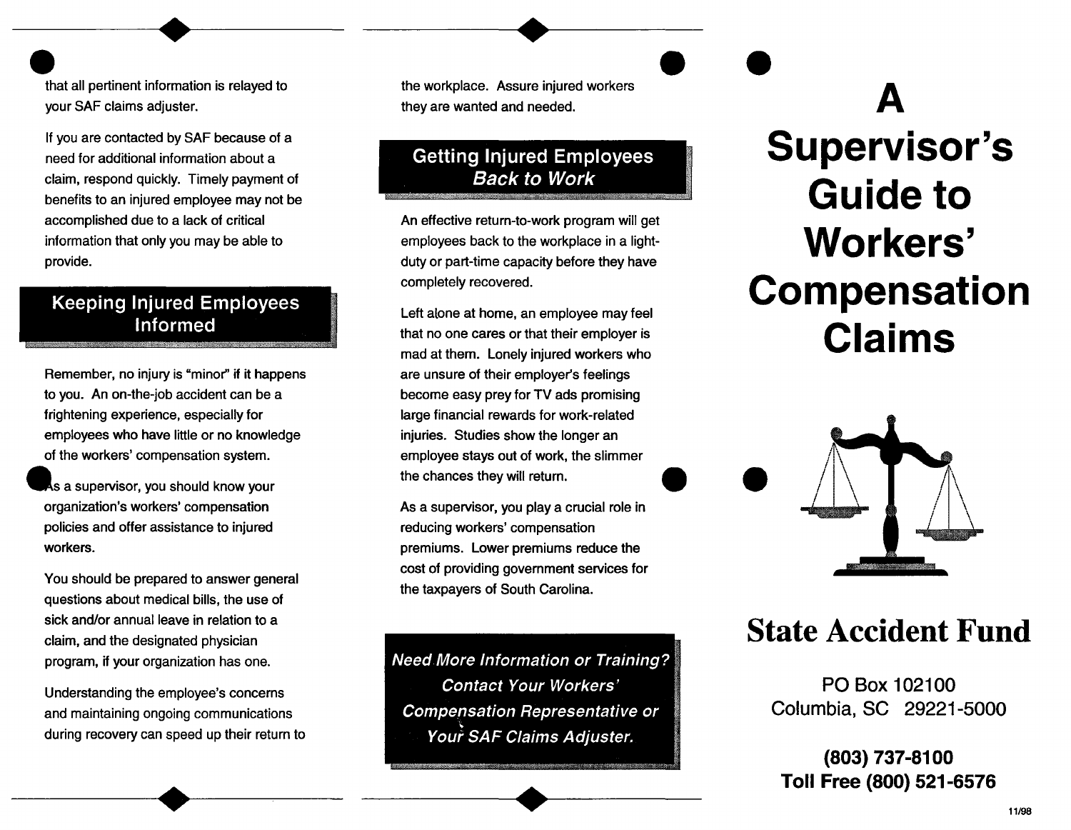that all pertinent information is relayed to your SAF claims adjuster.

If you are contacted by SAF because of a need for additional information about a claim, respond quickly. Timely payment of benefits to an injured employee may not be accomplished due to a lack of critical information that only you may be able to provide.

## Keeping Injured Employees Informed

Remember, no injury is "minor" if it happens to you. An on-the-job accident can be a frightening experience, especially for employees who have little or no knowledge of the workers' compensation system.

As a supervisor, you should know your organization's workers' compensation policies and offer assistance to injured workers.

You should be prepared to answer general questions about medical bills, the use of sick and/or annual leave in relation to a claim, and the designated physician program, if your organization has one.

Understanding the employee's concerns and maintaining ongoing communications during recovery can speed up their return to the workplace. Assure injured workers they are wanted and needed.

## Getting Injured Employees *Back to Work*

An effective return-to-work program will get employees back to the workplace in a light-duty or part-time capacity before they have completely recovered.

Left alone at home, an employee may feel that no one cares or that their employer is mad at them. Lonely injured workers who are unsure of their employer's feelings become easy prey for TV ads promising large financial rewards for work-related injuries. Studies show the longer an employee stays out of work, the slimmer the chances they will return.

As a supervisor, you play a crucial role in reducing workers' compensation premiums. Lower premiums reduce the cost of providing government services for the taxpayers of South Carolina.

*Need More Information or Training? Contact Your Workers' Compensation Representative or Your SAF Claims Adjuster.*

# A Supervisor's Guide to Workers' Compensation Claims

## State Accident Fund

PO Box 102100
Columbia, SC 29221-5000

**(803) 737-8100**
**Toll Free (800) 521-6576**

11/98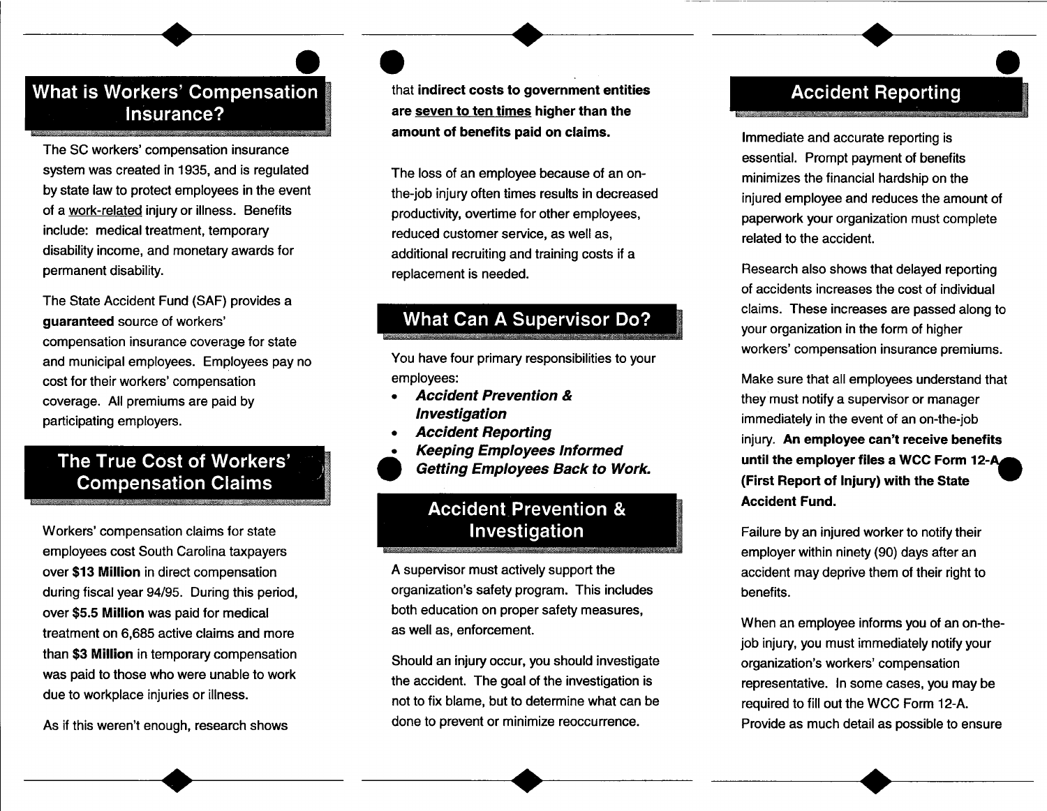## What is Workers' Compensation Insurance?

The SC workers' compensation insurance system was created in 1935, and is regulated by state law to protect employees in the event of a work-related injury or illness. Benefits include: medical treatment, temporary disability income, and monetary awards for permanent disability.

The State Accident Fund (SAF) provides a **guaranteed** source of workers' compensation insurance coverage for state and municipal employees. Employees pay no cost for their workers' compensation coverage. All premiums are paid by participating employers.

## The True Cost of Workers' Compensation Claims

Workers' compensation claims for state employees cost South Carolina taxpayers over **$13 Million** in direct compensation during fiscal year 94/95. During this period, over **$5.5 Million** was paid for medical treatment on 6,685 active claims and more than **$3 Million** in temporary compensation was paid to those who were unable to work due to workplace injuries or illness.

As if this weren't enough, research shows that **indirect costs to government entities are seven to ten times higher than the amount of benefits paid on claims.**

The loss of an employee because of an on-the-job injury often times results in decreased productivity, overtime for other employees, reduced customer service, as well as, additional recruiting and training costs if a replacement is needed.

## What Can A Supervisor Do?

You have four primary responsibilities to your employees:

- ***Accident Prevention & Investigation***
- ***Accident Reporting***
- ***Keeping Employees Informed***
- ***Getting Employees Back to Work.***

## Accident Prevention & Investigation

A supervisor must actively support the organization's safety program. This includes both education on proper safety measures, as well as, enforcement.

Should an injury occur, you should investigate the accident. The goal of the investigation is not to fix blame, but to determine what can be done to prevent or minimize reoccurrence.

## Accident Reporting

Immediate and accurate reporting is essential. Prompt payment of benefits minimizes the financial hardship on the injured employee and reduces the amount of paperwork your organization must complete related to the accident.

Research also shows that delayed reporting of accidents increases the cost of individual claims. These increases are passed along to your organization in the form of higher workers' compensation insurance premiums.

Make sure that all employees understand that they must notify a supervisor or manager immediately in the event of an on-the-job injury. **An employee can't receive benefits until the employer files a WCC Form 12-A (First Report of Injury) with the State Accident Fund.**

Failure by an injured worker to notify their employer within ninety (90) days after an accident may deprive them of their right to benefits.

When an employee informs you of an on-the-job injury, you must immediately notify your organization's workers' compensation representative. In some cases, you may be required to fill out the WCC Form 12-A. Provide as much detail as possible to ensure